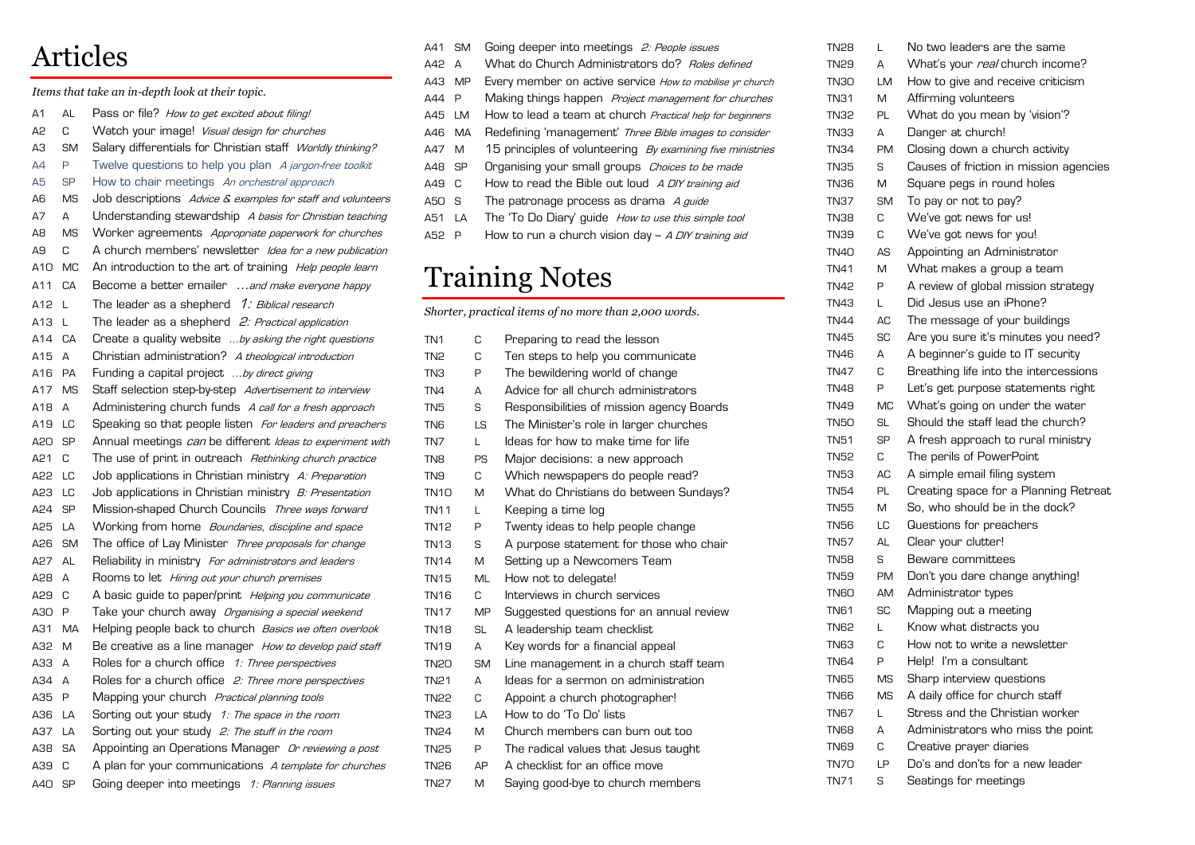# Articles

*Items that take an in-depth look at their topic.*

| | | |
|---|---|---|
| A1 | AL | Pass or file? *How to get excited about filing!* |
| A2 | C | Watch your image! *Visual design for churches* |
| A3 | SM | Salary differentials for Christian staff *Worldly thinking?* |
| A4 | P | Twelve questions to help you plan *A jargon-free toolkit* |
| A5 | SP | How to chair meetings *An orchestral approach* |
| A6 | MS | Job descriptions *Advice & examples for staff and volunteers* |
| A7 | A | Understanding stewardship *A basis for Christian teaching* |
| A8 | MS | Worker agreements *Appropriate paperwork for churches* |
| A9 | C | A church members' newsletter *Idea for a new publication* |
| A10 | MC | An introduction to the art of training *Help people learn* |
| A11 | CA | Become a better emailer *…and make everyone happy* |
| A12 | L | The leader as a shepherd *1: Biblical research* |
| A13 | L | The leader as a shepherd *2: Practical application* |
| A14 | CA | Create a quality website *…by asking the right questions* |
| A15 | A | Christian administration? *A theological introduction* |
| A16 | PA | Funding a capital project *…by direct giving* |
| A17 | MS | Staff selection step-by-step *Advertisement to interview* |
| A18 | A | Administering church funds *A call for a fresh approach* |
| A19 | LC | Speaking so that people listen *For leaders and preachers* |
| A20 | SP | Annual meetings *can* be different *Ideas to experiment with* |
| A21 | C | The use of print in outreach *Rethinking church practice* |
| A22 | LC | Job applications in Christian ministry *A: Preparation* |
| A23 | LC | Job applications in Christian ministry *B: Presentation* |
| A24 | SP | Mission-shaped Church Councils *Three ways forward* |
| A25 | LA | Working from home *Boundaries, discipline and space* |
| A26 | SM | The office of Lay Minister *Three proposals for change* |
| A27 | AL | Reliability in ministry *For administrators and leaders* |
| A28 | A | Rooms to let *Hiring out your church premises* |
| A29 | C | A basic guide to paper/print *Helping you communicate* |
| A30 | P | Take your church away *Organising a special weekend* |
| A31 | MA | Helping people back to church *Basics we often overlook* |
| A32 | M | Be creative as a line manager *How to develop paid staff* |
| A33 | A | Roles for a church office *1: Three perspectives* |
| A34 | A | Roles for a church office *2: Three more perspectives* |
| A35 | P | Mapping your church *Practical planning tools* |
| A36 | LA | Sorting out your study *1: The space in the room* |
| A37 | LA | Sorting out your study *2: The stuff in the room* |
| A38 | SA | Appointing an Operations Manager *Or reviewing a post* |
| A39 | C | A plan for your communications *A template for churches* |
| A40 | SP | Going deeper into meetings *1: Planning issues* |
| A41 | SM | Going deeper into meetings *2: People issues* |
| A42 | A | What do Church Administrators do? *Roles defined* |
| A43 | MP | Every member on active service *How to mobilise yr church* |
| A44 | P | Making things happen *Project management for churches* |
| A45 | LM | How to lead a team at church *Practical help for beginners* |
| A46 | MA | Redefining 'management' *Three Bible images to consider* |
| A47 | M | 15 principles of volunteering *By examining five ministries* |
| A48 | SP | Organising your small groups *Choices to be made* |
| A49 | C | How to read the Bible out loud *A DIY training aid* |
| A50 | S | The patronage process as drama *A guide* |
| A51 | LA | The 'To Do Diary' guide *How to use this simple tool* |
| A52 | P | How to run a church vision day – *A DIY training aid* |

# Training Notes

*Shorter, practical items of no more than 2,000 words.*

| | | |
|---|---|---|
| TN1 | C | Preparing to read the lesson |
| TN2 | C | Ten steps to help you communicate |
| TN3 | P | The bewildering world of change |
| TN4 | A | Advice for all church administrators |
| TN5 | S | Responsibilities of mission agency Boards |
| TN6 | LS | The Minister's role in larger churches |
| TN7 | L | Ideas for how to make time for life |
| TN8 | PS | Major decisions: a new approach |
| TN9 | C | Which newspapers do people read? |
| TN10 | M | What do Christians do between Sundays? |
| TN11 | L | Keeping a time log |
| TN12 | P | Twenty ideas to help people change |
| TN13 | S | A purpose statement for those who chair |
| TN14 | M | Setting up a Newcomers Team |
| TN15 | ML | How not to delegate! |
| TN16 | C | Interviews in church services |
| TN17 | MP | Suggested questions for an annual review |
| TN18 | SL | A leadership team checklist |
| TN19 | A | Key words for a financial appeal |
| TN20 | SM | Line management in a church staff team |
| TN21 | A | Ideas for a sermon on administration |
| TN22 | C | Appoint a church photographer! |
| TN23 | LA | How to do 'To Do' lists |
| TN24 | M | Church members can burn out too |
| TN25 | P | The radical values that Jesus taught |
| TN26 | AP | A checklist for an office move |
| TN27 | M | Saying good-bye to church members |
| TN28 | L | No two leaders are the same |
| TN29 | A | What's your *real* church income? |
| TN30 | LM | How to give and receive criticism |
| TN31 | M | Affirming volunteers |
| TN32 | PL | What do you mean by 'vision'? |
| TN33 | A | Danger at church! |
| TN34 | PM | Closing down a church activity |
| TN35 | S | Causes of friction in mission agencies |
| TN36 | M | Square pegs in round holes |
| TN37 | SM | To pay or not to pay? |
| TN38 | C | We've got news for us! |
| TN39 | C | We've got news for you! |
| TN40 | AS | Appointing an Administrator |
| TN41 | M | What makes a group a team |
| TN42 | P | A review of global mission strategy |
| TN43 | L | Did Jesus use an iPhone? |
| TN44 | AC | The message of your buildings |
| TN45 | SC | Are you sure it's minutes you need? |
| TN46 | A | A beginner's guide to IT security |
| TN47 | C | Breathing life into the intercessions |
| TN48 | P | Let's get purpose statements right |
| TN49 | MC | What's going on under the water |
| TN50 | SL | Should the staff lead the church? |
| TN51 | SP | A fresh approach to rural ministry |
| TN52 | C | The perils of PowerPoint |
| TN53 | AC | A simple email filing system |
| TN54 | PL | Creating space for a Planning Retreat |
| TN55 | M | So, who should be in the dock? |
| TN56 | LC | Questions for preachers |
| TN57 | AL | Clear your clutter! |
| TN58 | S | Beware committees |
| TN59 | PM | Don't you dare change anything! |
| TN60 | AM | Administrator types |
| TN61 | SC | Mapping out a meeting |
| TN62 | L | Know what distracts you |
| TN63 | C | How not to write a newsletter |
| TN64 | P | Help! I'm a consultant |
| TN65 | MS | Sharp interview questions |
| TN66 | MS | A daily office for church staff |
| TN67 | L | Stress and the Christian worker |
| TN68 | A | Administrators who miss the point |
| TN69 | C | Creative prayer diaries |
| TN70 | LP | Do's and don'ts for a new leader |
| TN71 | S | Seatings for meetings |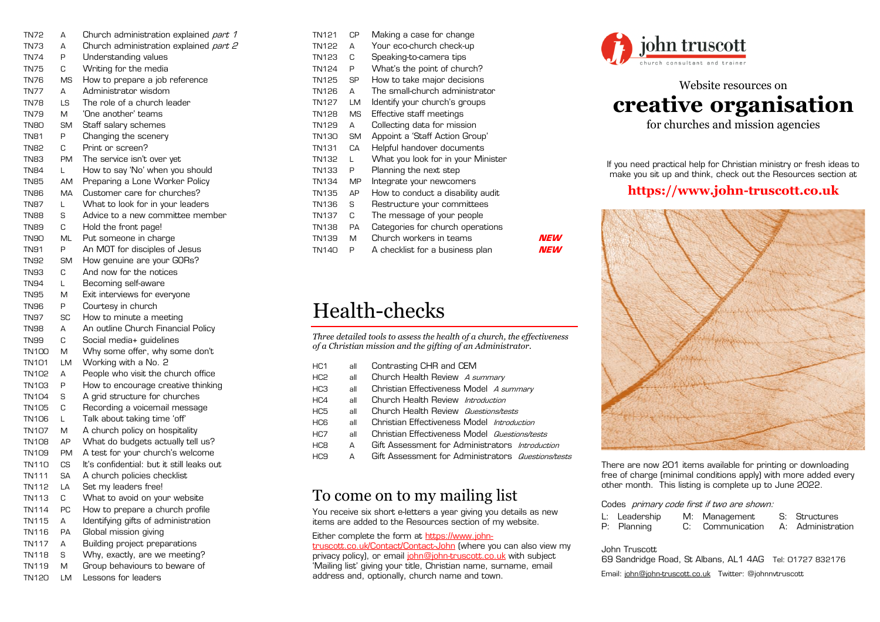| | | |
|---|---|---|
| TN72 | A | Church administration explained *part 1* |
| TN73 | A | Church administration explained *part 2* |
| TN74 | P | Understanding values |
| TN75 | C | Writing for the media |
| TN76 | MS | How to prepare a job reference |
| TN77 | A | Administrator wisdom |
| TN78 | LS | The role of a church leader |
| TN79 | M | 'One another' teams |
| TN80 | SM | Staff salary schemes |
| TN81 | P | Changing the scenery |
| TN82 | C | Print or screen? |
| TN83 | PM | The service isn't over yet |
| TN84 | L | How to say 'No' when you should |
| TN85 | AM | Preparing a Lone Worker Policy |
| TN86 | MA | Customer care for churches? |
| TN87 | L | What to look for in your leaders |
| TN88 | S | Advice to a new committee member |
| TN89 | C | Hold the front page! |
| TN90 | ML | Put someone in charge |
| TN91 | P | An MOT for disciples of Jesus |
| TN92 | SM | How genuine are your GORs? |
| TN93 | C | And now for the notices |
| TN94 | L | Becoming self-aware |
| TN95 | M | Exit interviews for everyone |
| TN96 | P | Courtesy in church |
| TN97 | SC | How to minute a meeting |
| TN98 | A | An outline Church Financial Policy |
| TN99 | C | Social media+ guidelines |
| TN100 | M | Why some offer, why some don't |
| TN101 | LM | Working with a No. 2 |
| TN102 | A | People who visit the church office |
| TN103 | P | How to encourage creative thinking |
| TN104 | S | A grid structure for churches |
| TN105 | C | Recording a voicemail message |
| TN106 | L | Talk about taking time 'off' |
| TN107 | M | A church policy on hospitality |
| TN108 | AP | What do budgets actually tell us? |
| TN109 | PM | A test for your church's welcome |
| TN110 | CS | It's confidential: but it still leaks out |
| TN111 | SA | A church policies checklist |
| TN112 | LA | Set my leaders free! |
| TN113 | C | What to avoid on your website |
| TN114 | PC | How to prepare a church profile |
| TN115 | A | Identifying gifts of administration |
| TN116 | PA | Global mission giving |
| TN117 | A | Building project preparations |
| TN118 | S | Why, exactly, are we meeting? |
| TN119 | M | Group behaviours to beware of |
| TN120 | LM | Lessons for leaders |
| TN121 | CP | Making a case for change |
| TN122 | A | Your eco-church check-up |
| TN123 | C | Speaking-to-camera tips |
| TN124 | P | What's the point of church? |
| TN125 | SP | How to take major decisions |
| TN126 | A | The small-church administrator |
| TN127 | LM | Identify your church's groups |
| TN128 | MS | Effective staff meetings |
| TN129 | A | Collecting data for mission |
| TN130 | SM | Appoint a 'Staff Action Group' |
| TN131 | CA | Helpful handover documents |
| TN132 | L | What you look for in your Minister |
| TN133 | P | Planning the next step |
| TN134 | MP | Integrate your newcomers |
| TN135 | AP | How to conduct a disability audit |
| TN136 | S | Restructure your committees |
| TN137 | C | The message of your people |
| TN138 | PA | Categories for church operations |
| TN139 | M | Church workers in teams ***NEW*** |
| TN140 | P | A checklist for a business plan ***NEW*** |

# Health-checks

*Three detailed tools to assess the health of a church, the effectiveness of a Christian mission and the gifting of an Administrator.*

| | | |
|---|---|---|
| HC1 | all | Contrasting CHR and CEM |
| HC2 | all | Church Health Review *A summary* |
| HC3 | all | Christian Effectiveness Model *A summary* |
| HC4 | all | Church Health Review *Introduction* |
| HC5 | all | Church Health Review *Questions/tests* |
| HC6 | all | Christian Effectiveness Model *Introduction* |
| HC7 | all | Christian Effectiveness Model *Questions/tests* |
| HC8 | A | Gift Assessment for Administrators *Introduction* |
| HC9 | A | Gift Assessment for Administrators *Questions/tests* |

# To come on to my mailing list

You receive six short e-letters a year giving you details as new items are added to the Resources section of my website.

Either complete the form at https://www.john-truscott.co.uk/Contact/Contact-John (where you can also view my privacy policy), or email john@john-truscott.co.uk with subject 'Mailing list' giving your title, Christian name, surname, email address and, optionally, church name and town.

john truscott
church consultant and trainer

Website resources on

# creative organisation

for churches and mission agencies

If you need practical help for Christian ministry or fresh ideas to make you sit up and think, check out the Resources section at

**https://www.john-truscott.co.uk**

There are now 201 items available for printing or downloading free of charge (minimal conditions apply) with more added every other month. This listing is complete up to June 2022.

Codes *primary code first if two are shown:*

| | | |
|---|---|---|
| L: Leadership | M: Management | S: Structures |
| P: Planning | C: Communication | A: Administration |

John Truscott
69 Sandridge Road, St Albans, AL1 4AG Tel: 01727 832176

Email: john@john-truscott.co.uk Twitter: @johnnvtruscott